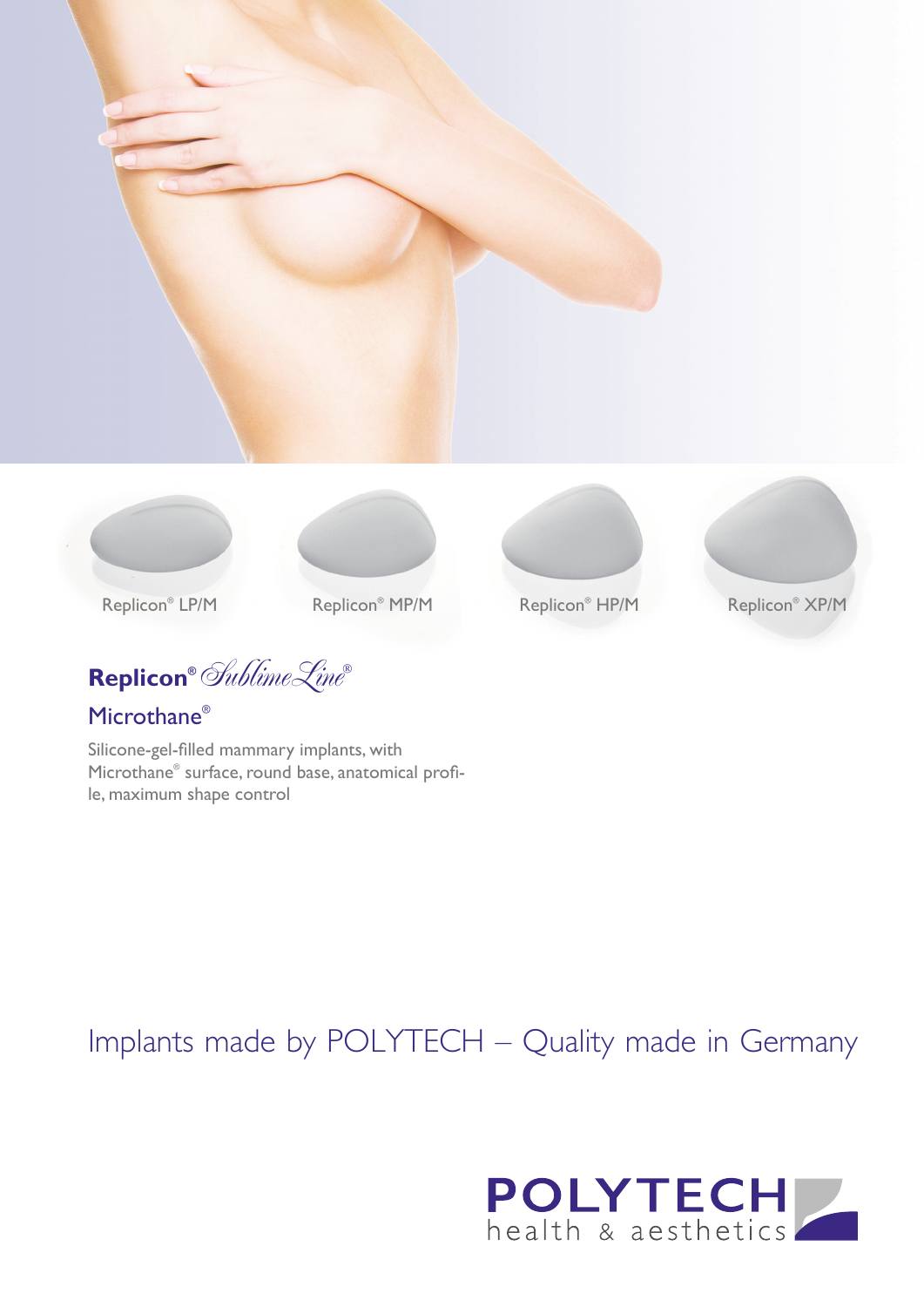Replicon® LP/M

Replicon® MP/M

Replicon® HP/M

Replicon® XP/M

# Replicon® *SublimeLine*®

## Microthane®

Silicone-gel-filled mammary implants, with Microthane® surface, round base, anatomical profile, maximum shape control

Implants made by POLYTECH – Quality made in Germany

**POLYTECH**
health & aesthetics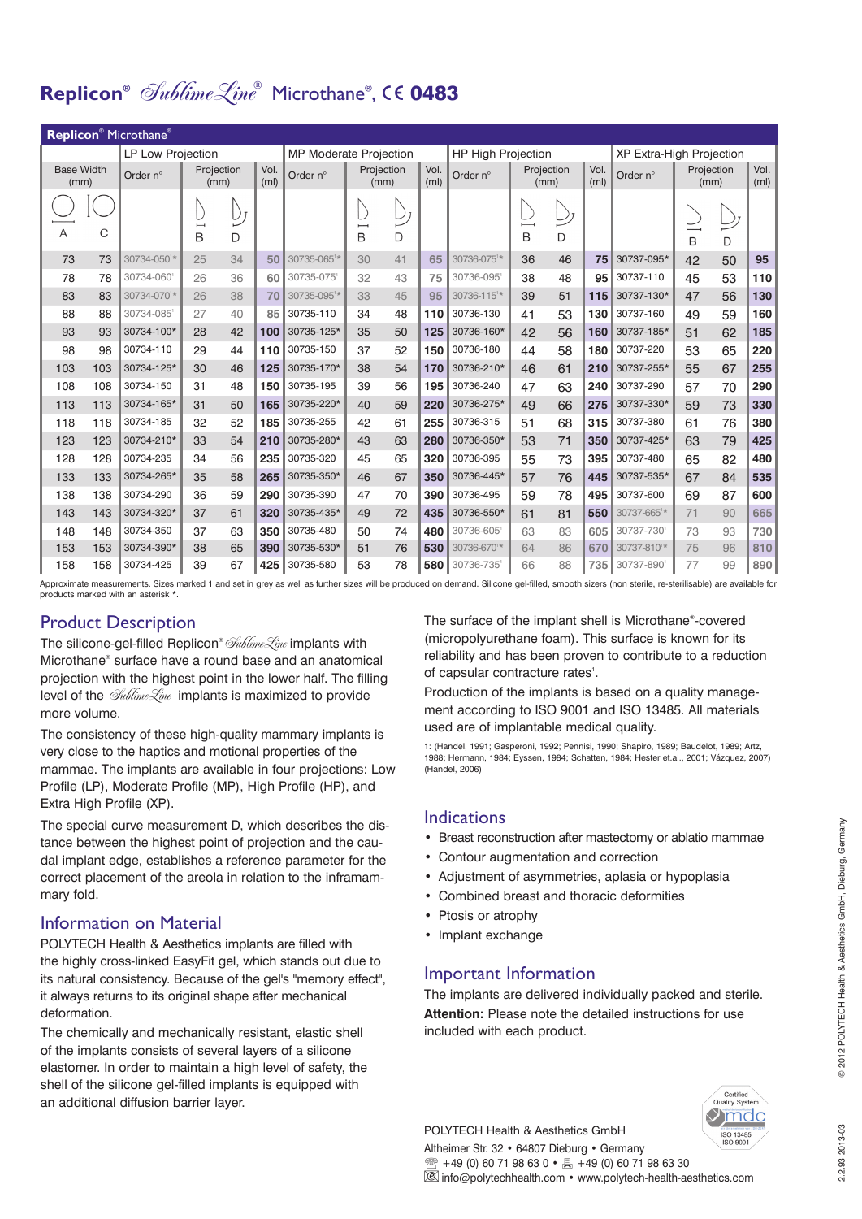# Replicon® SublimeLine® Microthane®, CE 0483

| Replicon® Microthane® | | | | | | | | | | | | | | | | | |
|---|---|---|---|---|---|---|---|---|---|---|---|---|---|---|---|---|---|
| | | LP Low Projection | | | | MP Moderate Projection | | | | HP High Projection | | | | XP Extra-High Projection | | | |
| Base Width (mm) | | Order n° | Projection (mm) | | Vol. (ml) | Order n° | Projection (mm) | | Vol. (ml) | Order n° | Projection (mm) | | Vol. (ml) | Order n° | Projection (mm) | | Vol. (ml) |
| A | C | | B | D | | | B | D | | | B | D | | | B | D | |
| 73 | 73 | 30734-050[1]* | 25 | 34 | 50 | 30735-065[1]* | 30 | 41 | 65 | 30736-075[1]* | 36 | 46 | 75 | 30737-095* | 42 | 50 | 95 |
| 78 | 78 | 30734-060[1] | 26 | 36 | 60 | 30735-075[1] | 32 | 43 | 75 | 30736-095[1] | 38 | 48 | 95 | 30737-110 | 45 | 53 | 110 |
| 83 | 83 | 30734-070[1]* | 26 | 38 | 70 | 30735-095[1]* | 33 | 45 | 95 | 30736-115[1]* | 39 | 51 | 115 | 30737-130* | 47 | 56 | 130 |
| 88 | 88 | 30734-085[1] | 27 | 40 | 85 | 30735-110 | 34 | 48 | 110 | 30736-130 | 41 | 53 | 130 | 30737-160 | 49 | 59 | 160 |
| 93 | 93 | 30734-100* | 28 | 42 | 100 | 30735-125* | 35 | 50 | 125 | 30736-160* | 42 | 56 | 160 | 30737-185* | 51 | 62 | 185 |
| 98 | 98 | 30734-110 | 29 | 44 | 110 | 30735-150 | 37 | 52 | 150 | 30736-180 | 44 | 58 | 180 | 30737-220 | 53 | 65 | 220 |
| 103 | 103 | 30734-125* | 30 | 46 | 125 | 30735-170* | 38 | 54 | 170 | 30736-210* | 46 | 61 | 210 | 30737-255* | 55 | 67 | 255 |
| 108 | 108 | 30734-150 | 31 | 48 | 150 | 30735-195 | 39 | 56 | 195 | 30736-240 | 47 | 63 | 240 | 30737-290 | 57 | 70 | 290 |
| 113 | 113 | 30734-165* | 31 | 50 | 165 | 30735-220* | 40 | 59 | 220 | 30736-275* | 49 | 66 | 275 | 30737-330* | 59 | 73 | 330 |
| 118 | 118 | 30734-185 | 32 | 52 | 185 | 30735-255 | 42 | 61 | 255 | 30736-315 | 51 | 68 | 315 | 30737-380 | 61 | 76 | 380 |
| 123 | 123 | 30734-210* | 33 | 54 | 210 | 30735-280* | 43 | 63 | 280 | 30736-350* | 53 | 71 | 350 | 30737-425* | 63 | 79 | 425 |
| 128 | 128 | 30734-235 | 34 | 56 | 235 | 30735-320 | 45 | 65 | 320 | 30736-395 | 55 | 73 | 395 | 30737-480 | 65 | 82 | 480 |
| 133 | 133 | 30734-265* | 35 | 58 | 265 | 30735-350* | 46 | 67 | 350 | 30736-445* | 57 | 76 | 445 | 30737-535* | 67 | 84 | 535 |
| 138 | 138 | 30734-290 | 36 | 59 | 290 | 30735-390 | 47 | 70 | 390 | 30736-495 | 59 | 78 | 495 | 30737-600 | 69 | 87 | 600 |
| 143 | 143 | 30734-320* | 37 | 61 | 320 | 30735-435* | 49 | 72 | 435 | 30736-550* | 61 | 81 | 550 | 30737-665[1]* | 71 | 90 | 665 |
| 148 | 148 | 30734-350 | 37 | 63 | 350 | 30735-480 | 50 | 74 | 480 | 30736-605[1] | 63 | 83 | 605 | 30737-730[1] | 73 | 93 | 730 |
| 153 | 153 | 30734-390* | 38 | 65 | 390 | 30735-530* | 51 | 76 | 530 | 30736-670[1]* | 64 | 86 | 670 | 30737-810[1]* | 75 | 96 | 810 |
| 158 | 158 | 30734-425 | 39 | 67 | 425 | 30735-580 | 53 | 78 | 580 | 30736-735[1] | 66 | 88 | 735 | 30737-890[1] | 77 | 99 | 890 |

Approximate measurements. Sizes marked 1 and set in grey as well as further sizes will be produced on demand. Silicone gel-filled, smooth sizers (non sterile, re-sterilisable) are available for products marked with an asterisk *.

## Product Description

The silicone-gel-filled Replicon® SublimeLine implants with Microthane® surface have a round base and an anatomical projection with the highest point in the lower half. The filling level of the SublimeLine implants is maximized to provide more volume.

The consistency of these high-quality mammary implants is very close to the haptics and motional properties of the mammae. The implants are available in four projections: Low Profile (LP), Moderate Profile (MP), High Profile (HP), and Extra High Profile (XP).

The special curve measurement D, which describes the distance between the highest point of projection and the caudal implant edge, establishes a reference parameter for the correct placement of the areola in relation to the inframammary fold.

## Information on Material

POLYTECH Health & Aesthetics implants are filled with the highly cross-linked EasyFit gel, which stands out due to its natural consistency. Because of the gel's "memory effect", it always returns to its original shape after mechanical deformation.

The chemically and mechanically resistant, elastic shell of the implants consists of several layers of a silicone elastomer. In order to maintain a high level of safety, the shell of the silicone gel-filled implants is equipped with an additional diffusion barrier layer.

The surface of the implant shell is Microthane®-covered (micropolyurethane foam). This surface is known for its reliability and has been proven to contribute to a reduction of capsular contracture rates[1].

Production of the implants is based on a quality management according to ISO 9001 and ISO 13485. All materials used are of implantable medical quality.

1: (Handel, 1991; Gasperoni, 1992; Pennisi, 1990; Shapiro, 1989; Baudelot, 1989; Artz, 1988; Hermann, 1984; Eyssen, 1984; Schatten, 1984; Hester et.al., 2001; Vázquez, 2007) (Handel, 2006)

## Indications

- Breast reconstruction after mastectomy or ablatio mammae
- Contour augmentation and correction
- Adjustment of asymmetries, aplasia or hypoplasia
- Combined breast and thoracic deformities
- Ptosis or atrophy
- Implant exchange

## Important Information

The implants are delivered individually packed and sterile.

**Attention:** Please note the detailed instructions for use included with each product.

Certified Quality System mdc ISO 13485 ISO 9001

POLYTECH Health & Aesthetics GmbH
Altheimer Str. 32 • 64807 Dieburg • Germany
+49 (0) 60 71 98 63 0 • +49 (0) 60 71 98 63 30
info@polytechhealth.com • www.polytech-health-aesthetics.com

© 2012 POLYTECH Health & Aesthetics GmbH, Dieburg, Germany

2.2.93 2013-03